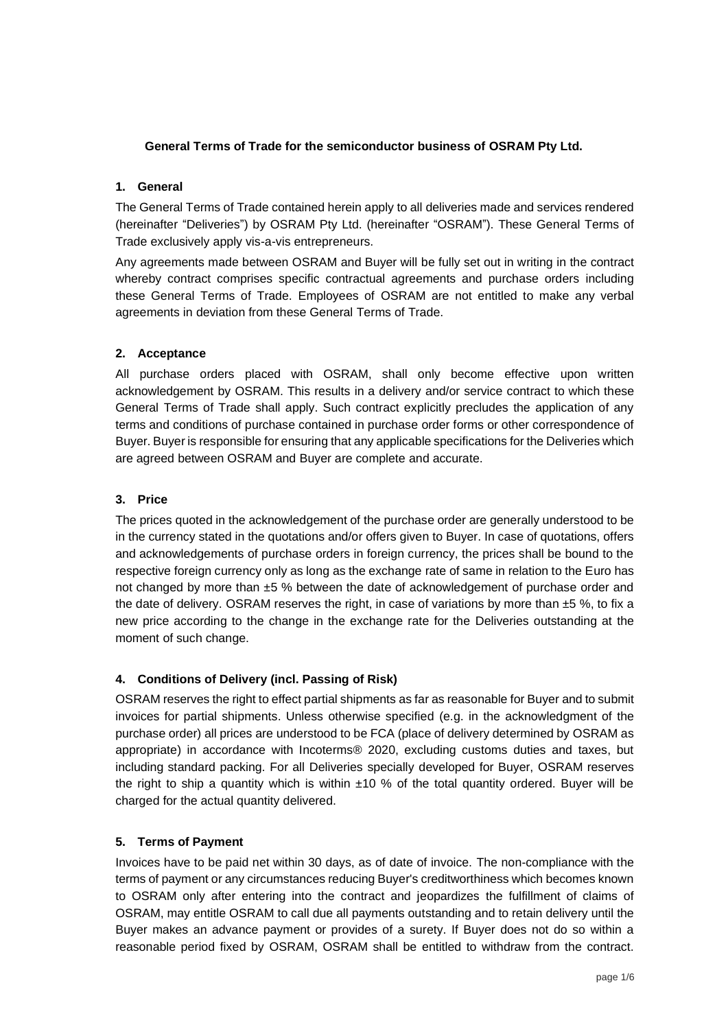**General Terms of Trade for the semiconductor business of OSRAM Pty Ltd.**

## 1. General

The General Terms of Trade contained herein apply to all deliveries made and services rendered (hereinafter "Deliveries") by OSRAM Pty Ltd. (hereinafter "OSRAM"). These General Terms of Trade exclusively apply vis-a-vis entrepreneurs.

Any agreements made between OSRAM and Buyer will be fully set out in writing in the contract whereby contract comprises specific contractual agreements and purchase orders including these General Terms of Trade. Employees of OSRAM are not entitled to make any verbal agreements in deviation from these General Terms of Trade.

## 2. Acceptance

All purchase orders placed with OSRAM, shall only become effective upon written acknowledgement by OSRAM. This results in a delivery and/or service contract to which these General Terms of Trade shall apply. Such contract explicitly precludes the application of any terms and conditions of purchase contained in purchase order forms or other correspondence of Buyer. Buyer is responsible for ensuring that any applicable specifications for the Deliveries which are agreed between OSRAM and Buyer are complete and accurate.

## 3. Price

The prices quoted in the acknowledgement of the purchase order are generally understood to be in the currency stated in the quotations and/or offers given to Buyer. In case of quotations, offers and acknowledgements of purchase orders in foreign currency, the prices shall be bound to the respective foreign currency only as long as the exchange rate of same in relation to the Euro has not changed by more than ±5 % between the date of acknowledgement of purchase order and the date of delivery. OSRAM reserves the right, in case of variations by more than ±5 %, to fix a new price according to the change in the exchange rate for the Deliveries outstanding at the moment of such change.

## 4. Conditions of Delivery (incl. Passing of Risk)

OSRAM reserves the right to effect partial shipments as far as reasonable for Buyer and to submit invoices for partial shipments. Unless otherwise specified (e.g. in the acknowledgment of the purchase order) all prices are understood to be FCA (place of delivery determined by OSRAM as appropriate) in accordance with Incoterms® 2020, excluding customs duties and taxes, but including standard packing. For all Deliveries specially developed for Buyer, OSRAM reserves the right to ship a quantity which is within ±10 % of the total quantity ordered. Buyer will be charged for the actual quantity delivered.

## 5. Terms of Payment

Invoices have to be paid net within 30 days, as of date of invoice. The non-compliance with the terms of payment or any circumstances reducing Buyer's creditworthiness which becomes known to OSRAM only after entering into the contract and jeopardizes the fulfillment of claims of OSRAM, may entitle OSRAM to call due all payments outstanding and to retain delivery until the Buyer makes an advance payment or provides of a surety. If Buyer does not do so within a reasonable period fixed by OSRAM, OSRAM shall be entitled to withdraw from the contract.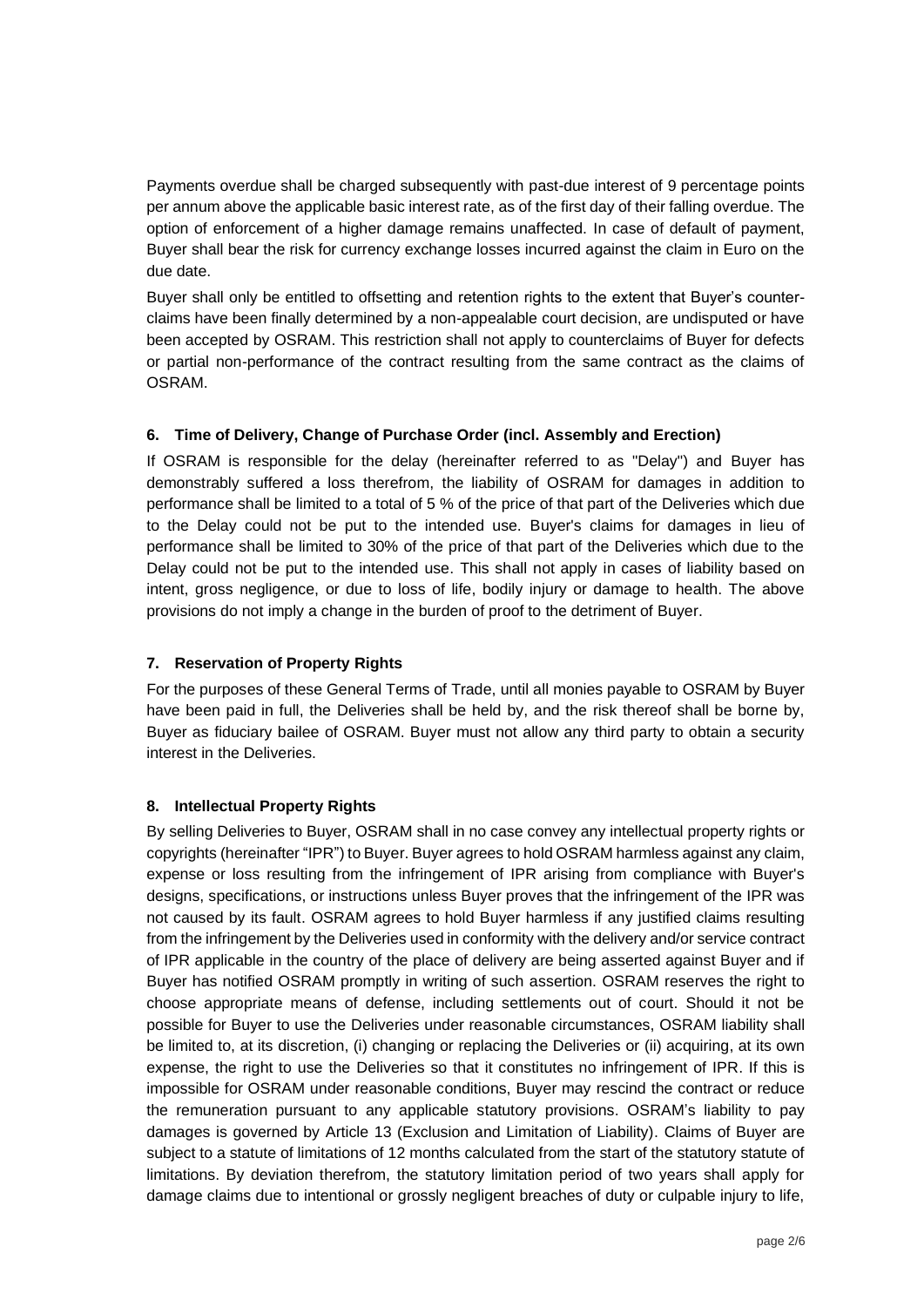Payments overdue shall be charged subsequently with past-due interest of 9 percentage points per annum above the applicable basic interest rate, as of the first day of their falling overdue. The option of enforcement of a higher damage remains unaffected. In case of default of payment, Buyer shall bear the risk for currency exchange losses incurred against the claim in Euro on the due date.

Buyer shall only be entitled to offsetting and retention rights to the extent that Buyer's counter-claims have been finally determined by a non-appealable court decision, are undisputed or have been accepted by OSRAM. This restriction shall not apply to counterclaims of Buyer for defects or partial non-performance of the contract resulting from the same contract as the claims of OSRAM.

### 6. Time of Delivery, Change of Purchase Order (incl. Assembly and Erection)

If OSRAM is responsible for the delay (hereinafter referred to as "Delay") and Buyer has demonstrably suffered a loss therefrom, the liability of OSRAM for damages in addition to performance shall be limited to a total of 5 % of the price of that part of the Deliveries which due to the Delay could not be put to the intended use. Buyer's claims for damages in lieu of performance shall be limited to 30% of the price of that part of the Deliveries which due to the Delay could not be put to the intended use. This shall not apply in cases of liability based on intent, gross negligence, or due to loss of life, bodily injury or damage to health. The above provisions do not imply a change in the burden of proof to the detriment of Buyer.

### 7. Reservation of Property Rights

For the purposes of these General Terms of Trade, until all monies payable to OSRAM by Buyer have been paid in full, the Deliveries shall be held by, and the risk thereof shall be borne by, Buyer as fiduciary bailee of OSRAM. Buyer must not allow any third party to obtain a security interest in the Deliveries.

### 8. Intellectual Property Rights

By selling Deliveries to Buyer, OSRAM shall in no case convey any intellectual property rights or copyrights (hereinafter "IPR") to Buyer. Buyer agrees to hold OSRAM harmless against any claim, expense or loss resulting from the infringement of IPR arising from compliance with Buyer's designs, specifications, or instructions unless Buyer proves that the infringement of the IPR was not caused by its fault. OSRAM agrees to hold Buyer harmless if any justified claims resulting from the infringement by the Deliveries used in conformity with the delivery and/or service contract of IPR applicable in the country of the place of delivery are being asserted against Buyer and if Buyer has notified OSRAM promptly in writing of such assertion. OSRAM reserves the right to choose appropriate means of defense, including settlements out of court. Should it not be possible for Buyer to use the Deliveries under reasonable circumstances, OSRAM liability shall be limited to, at its discretion, (i) changing or replacing the Deliveries or (ii) acquiring, at its own expense, the right to use the Deliveries so that it constitutes no infringement of IPR. If this is impossible for OSRAM under reasonable conditions, Buyer may rescind the contract or reduce the remuneration pursuant to any applicable statutory provisions. OSRAM's liability to pay damages is governed by Article 13 (Exclusion and Limitation of Liability). Claims of Buyer are subject to a statute of limitations of 12 months calculated from the start of the statutory statute of limitations. By deviation therefrom, the statutory limitation period of two years shall apply for damage claims due to intentional or grossly negligent breaches of duty or culpable injury to life,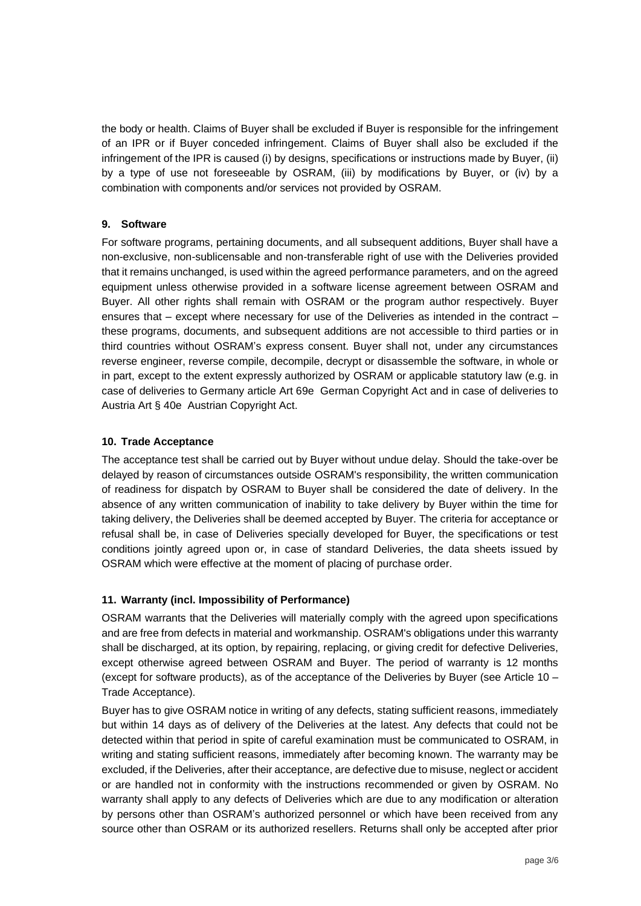the body or health. Claims of Buyer shall be excluded if Buyer is responsible for the infringement of an IPR or if Buyer conceded infringement. Claims of Buyer shall also be excluded if the infringement of the IPR is caused (i) by designs, specifications or instructions made by Buyer, (ii) by a type of use not foreseeable by OSRAM, (iii) by modifications by Buyer, or (iv) by a combination with components and/or services not provided by OSRAM.

## 9. Software

For software programs, pertaining documents, and all subsequent additions, Buyer shall have a non-exclusive, non-sublicensable and non-transferable right of use with the Deliveries provided that it remains unchanged, is used within the agreed performance parameters, and on the agreed equipment unless otherwise provided in a software license agreement between OSRAM and Buyer. All other rights shall remain with OSRAM or the program author respectively. Buyer ensures that – except where necessary for use of the Deliveries as intended in the contract – these programs, documents, and subsequent additions are not accessible to third parties or in third countries without OSRAM's express consent. Buyer shall not, under any circumstances reverse engineer, reverse compile, decompile, decrypt or disassemble the software, in whole or in part, except to the extent expressly authorized by OSRAM or applicable statutory law (e.g. in case of deliveries to Germany article Art 69e German Copyright Act and in case of deliveries to Austria Art § 40e Austrian Copyright Act.

## 10. Trade Acceptance

The acceptance test shall be carried out by Buyer without undue delay. Should the take-over be delayed by reason of circumstances outside OSRAM's responsibility, the written communication of readiness for dispatch by OSRAM to Buyer shall be considered the date of delivery. In the absence of any written communication of inability to take delivery by Buyer within the time for taking delivery, the Deliveries shall be deemed accepted by Buyer. The criteria for acceptance or refusal shall be, in case of Deliveries specially developed for Buyer, the specifications or test conditions jointly agreed upon or, in case of standard Deliveries, the data sheets issued by OSRAM which were effective at the moment of placing of purchase order.

## 11. Warranty (incl. Impossibility of Performance)

OSRAM warrants that the Deliveries will materially comply with the agreed upon specifications and are free from defects in material and workmanship. OSRAM's obligations under this warranty shall be discharged, at its option, by repairing, replacing, or giving credit for defective Deliveries, except otherwise agreed between OSRAM and Buyer. The period of warranty is 12 months (except for software products), as of the acceptance of the Deliveries by Buyer (see Article 10 – Trade Acceptance).

Buyer has to give OSRAM notice in writing of any defects, stating sufficient reasons, immediately but within 14 days as of delivery of the Deliveries at the latest. Any defects that could not be detected within that period in spite of careful examination must be communicated to OSRAM, in writing and stating sufficient reasons, immediately after becoming known. The warranty may be excluded, if the Deliveries, after their acceptance, are defective due to misuse, neglect or accident or are handled not in conformity with the instructions recommended or given by OSRAM. No warranty shall apply to any defects of Deliveries which are due to any modification or alteration by persons other than OSRAM's authorized personnel or which have been received from any source other than OSRAM or its authorized resellers. Returns shall only be accepted after prior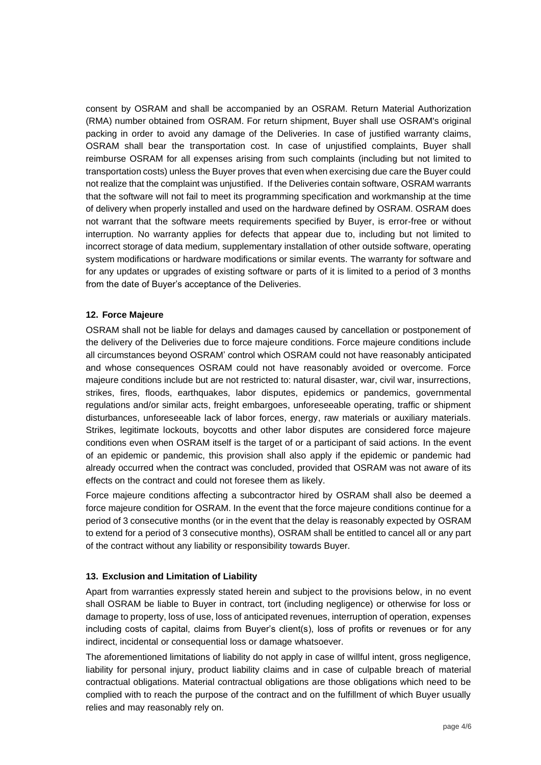consent by OSRAM and shall be accompanied by an OSRAM. Return Material Authorization (RMA) number obtained from OSRAM. For return shipment, Buyer shall use OSRAM's original packing in order to avoid any damage of the Deliveries. In case of justified warranty claims, OSRAM shall bear the transportation cost. In case of unjustified complaints, Buyer shall reimburse OSRAM for all expenses arising from such complaints (including but not limited to transportation costs) unless the Buyer proves that even when exercising due care the Buyer could not realize that the complaint was unjustified. If the Deliveries contain software, OSRAM warrants that the software will not fail to meet its programming specification and workmanship at the time of delivery when properly installed and used on the hardware defined by OSRAM. OSRAM does not warrant that the software meets requirements specified by Buyer, is error-free or without interruption. No warranty applies for defects that appear due to, including but not limited to incorrect storage of data medium, supplementary installation of other outside software, operating system modifications or hardware modifications or similar events. The warranty for software and for any updates or upgrades of existing software or parts of it is limited to a period of 3 months from the date of Buyer's acceptance of the Deliveries.

#### 12. Force Majeure

OSRAM shall not be liable for delays and damages caused by cancellation or postponement of the delivery of the Deliveries due to force majeure conditions. Force majeure conditions include all circumstances beyond OSRAM' control which OSRAM could not have reasonably anticipated and whose consequences OSRAM could not have reasonably avoided or overcome. Force majeure conditions include but are not restricted to: natural disaster, war, civil war, insurrections, strikes, fires, floods, earthquakes, labor disputes, epidemics or pandemics, governmental regulations and/or similar acts, freight embargoes, unforeseeable operating, traffic or shipment disturbances, unforeseeable lack of labor forces, energy, raw materials or auxiliary materials. Strikes, legitimate lockouts, boycotts and other labor disputes are considered force majeure conditions even when OSRAM itself is the target of or a participant of said actions. In the event of an epidemic or pandemic, this provision shall also apply if the epidemic or pandemic had already occurred when the contract was concluded, provided that OSRAM was not aware of its effects on the contract and could not foresee them as likely.

Force majeure conditions affecting a subcontractor hired by OSRAM shall also be deemed a force majeure condition for OSRAM. In the event that the force majeure conditions continue for a period of 3 consecutive months (or in the event that the delay is reasonably expected by OSRAM to extend for a period of 3 consecutive months), OSRAM shall be entitled to cancel all or any part of the contract without any liability or responsibility towards Buyer.

#### 13. Exclusion and Limitation of Liability

Apart from warranties expressly stated herein and subject to the provisions below, in no event shall OSRAM be liable to Buyer in contract, tort (including negligence) or otherwise for loss or damage to property, loss of use, loss of anticipated revenues, interruption of operation, expenses including costs of capital, claims from Buyer's client(s), loss of profits or revenues or for any indirect, incidental or consequential loss or damage whatsoever.

The aforementioned limitations of liability do not apply in case of willful intent, gross negligence, liability for personal injury, product liability claims and in case of culpable breach of material contractual obligations. Material contractual obligations are those obligations which need to be complied with to reach the purpose of the contract and on the fulfillment of which Buyer usually relies and may reasonably rely on.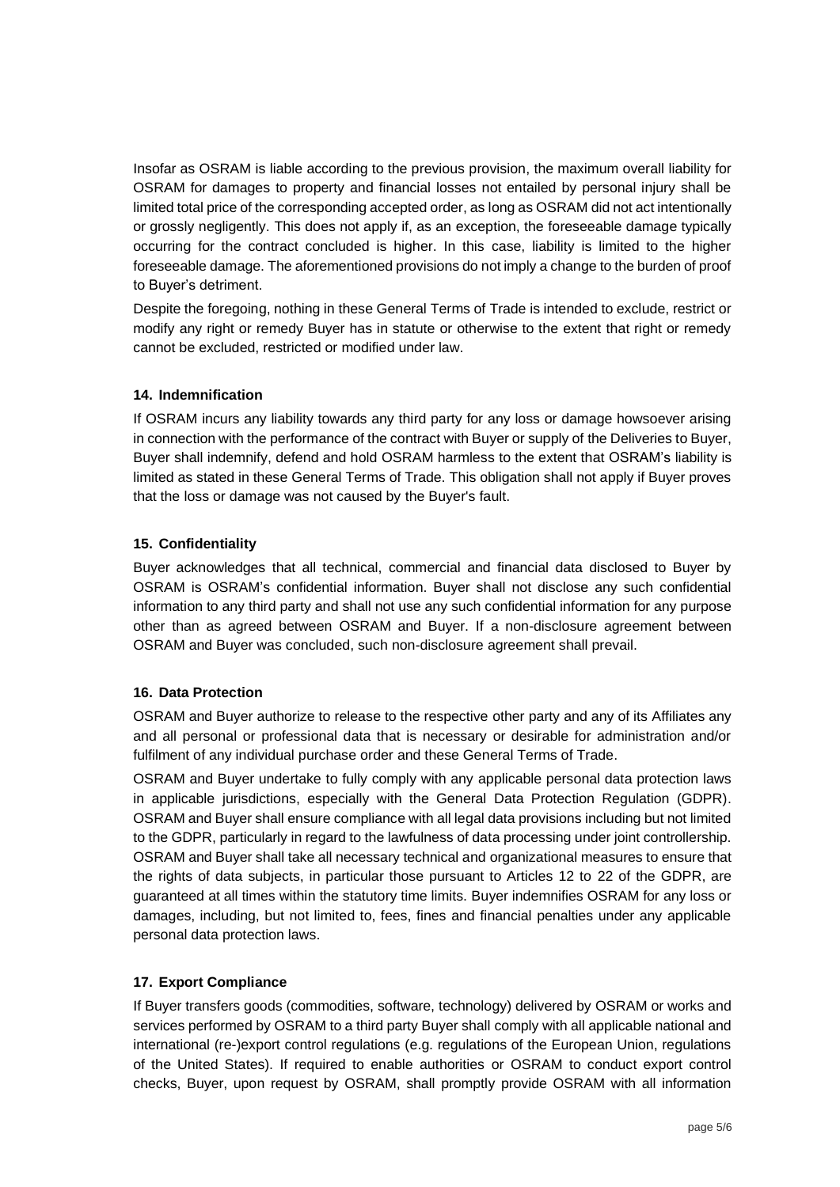Insofar as OSRAM is liable according to the previous provision, the maximum overall liability for OSRAM for damages to property and financial losses not entailed by personal injury shall be limited total price of the corresponding accepted order, as long as OSRAM did not act intentionally or grossly negligently. This does not apply if, as an exception, the foreseeable damage typically occurring for the contract concluded is higher. In this case, liability is limited to the higher foreseeable damage. The aforementioned provisions do not imply a change to the burden of proof to Buyer's detriment.

Despite the foregoing, nothing in these General Terms of Trade is intended to exclude, restrict or modify any right or remedy Buyer has in statute or otherwise to the extent that right or remedy cannot be excluded, restricted or modified under law.

**14. Indemnification**

If OSRAM incurs any liability towards any third party for any loss or damage howsoever arising in connection with the performance of the contract with Buyer or supply of the Deliveries to Buyer, Buyer shall indemnify, defend and hold OSRAM harmless to the extent that OSRAM's liability is limited as stated in these General Terms of Trade. This obligation shall not apply if Buyer proves that the loss or damage was not caused by the Buyer's fault.

**15. Confidentiality**

Buyer acknowledges that all technical, commercial and financial data disclosed to Buyer by OSRAM is OSRAM's confidential information. Buyer shall not disclose any such confidential information to any third party and shall not use any such confidential information for any purpose other than as agreed between OSRAM and Buyer. If a non-disclosure agreement between OSRAM and Buyer was concluded, such non-disclosure agreement shall prevail.

**16. Data Protection**

OSRAM and Buyer authorize to release to the respective other party and any of its Affiliates any and all personal or professional data that is necessary or desirable for administration and/or fulfilment of any individual purchase order and these General Terms of Trade.

OSRAM and Buyer undertake to fully comply with any applicable personal data protection laws in applicable jurisdictions, especially with the General Data Protection Regulation (GDPR). OSRAM and Buyer shall ensure compliance with all legal data provisions including but not limited to the GDPR, particularly in regard to the lawfulness of data processing under joint controllership. OSRAM and Buyer shall take all necessary technical and organizational measures to ensure that the rights of data subjects, in particular those pursuant to Articles 12 to 22 of the GDPR, are guaranteed at all times within the statutory time limits. Buyer indemnifies OSRAM for any loss or damages, including, but not limited to, fees, fines and financial penalties under any applicable personal data protection laws.

**17. Export Compliance**

If Buyer transfers goods (commodities, software, technology) delivered by OSRAM or works and services performed by OSRAM to a third party Buyer shall comply with all applicable national and international (re-)export control regulations (e.g. regulations of the European Union, regulations of the United States). If required to enable authorities or OSRAM to conduct export control checks, Buyer, upon request by OSRAM, shall promptly provide OSRAM with all information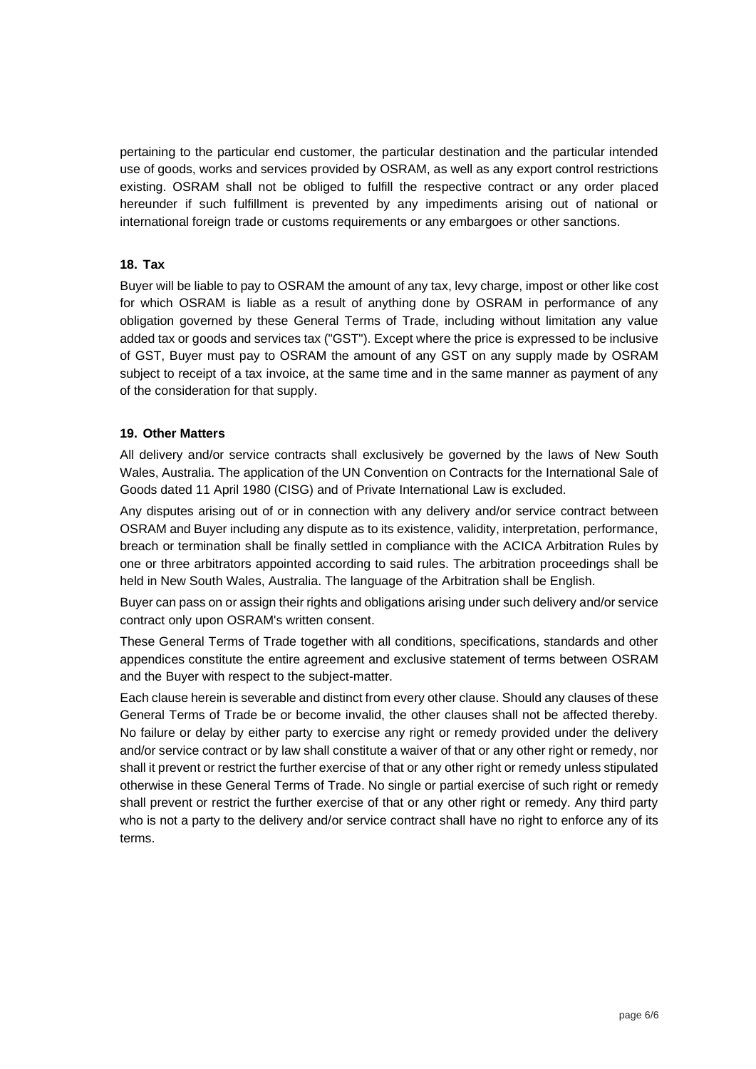pertaining to the particular end customer, the particular destination and the particular intended use of goods, works and services provided by OSRAM, as well as any export control restrictions existing. OSRAM shall not be obliged to fulfill the respective contract or any order placed hereunder if such fulfillment is prevented by any impediments arising out of national or international foreign trade or customs requirements or any embargoes or other sanctions.

### 18. Tax

Buyer will be liable to pay to OSRAM the amount of any tax, levy charge, impost or other like cost for which OSRAM is liable as a result of anything done by OSRAM in performance of any obligation governed by these General Terms of Trade, including without limitation any value added tax or goods and services tax ("GST"). Except where the price is expressed to be inclusive of GST, Buyer must pay to OSRAM the amount of any GST on any supply made by OSRAM subject to receipt of a tax invoice, at the same time and in the same manner as payment of any of the consideration for that supply.

### 19. Other Matters

All delivery and/or service contracts shall exclusively be governed by the laws of New South Wales, Australia. The application of the UN Convention on Contracts for the International Sale of Goods dated 11 April 1980 (CISG) and of Private International Law is excluded.

Any disputes arising out of or in connection with any delivery and/or service contract between OSRAM and Buyer including any dispute as to its existence, validity, interpretation, performance, breach or termination shall be finally settled in compliance with the ACICA Arbitration Rules by one or three arbitrators appointed according to said rules. The arbitration proceedings shall be held in New South Wales, Australia. The language of the Arbitration shall be English.

Buyer can pass on or assign their rights and obligations arising under such delivery and/or service contract only upon OSRAM's written consent.

These General Terms of Trade together with all conditions, specifications, standards and other appendices constitute the entire agreement and exclusive statement of terms between OSRAM and the Buyer with respect to the subject-matter.

Each clause herein is severable and distinct from every other clause. Should any clauses of these General Terms of Trade be or become invalid, the other clauses shall not be affected thereby. No failure or delay by either party to exercise any right or remedy provided under the delivery and/or service contract or by law shall constitute a waiver of that or any other right or remedy, nor shall it prevent or restrict the further exercise of that or any other right or remedy unless stipulated otherwise in these General Terms of Trade. No single or partial exercise of such right or remedy shall prevent or restrict the further exercise of that or any other right or remedy. Any third party who is not a party to the delivery and/or service contract shall have no right to enforce any of its terms.